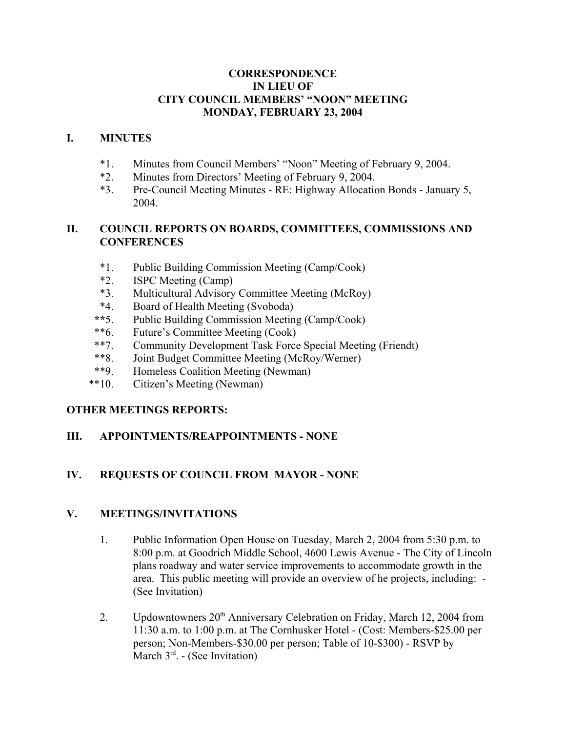# CORRESPONDENCE
# IN LIEU OF
# CITY COUNCIL MEMBERS' "NOON" MEETING
# MONDAY, FEBRUARY 23, 2004

## I. MINUTES

*1. Minutes from Council Members' "Noon" Meeting of February 9, 2004.
*2. Minutes from Directors' Meeting of February 9, 2004.
*3. Pre-Council Meeting Minutes - RE: Highway Allocation Bonds - January 5, 2004.

## II. COUNCIL REPORTS ON BOARDS, COMMITTEES, COMMISSIONS AND CONFERENCES

*1. Public Building Commission Meeting (Camp/Cook)
*2. ISPC Meeting (Camp)
*3. Multicultural Advisory Committee Meeting (McRoy)
*4. Board of Health Meeting (Svoboda)
**5. Public Building Commission Meeting (Camp/Cook)
**6. Future's Committee Meeting (Cook)
**7. Community Development Task Force Special Meeting (Friendt)
**8. Joint Budget Committee Meeting (McRoy/Werner)
**9. Homeless Coalition Meeting (Newman)
**10. Citizen's Meeting (Newman)

## OTHER MEETINGS REPORTS:

## III. APPOINTMENTS/REAPPOINTMENTS - NONE

## IV. REQUESTS OF COUNCIL FROM MAYOR - NONE

## V. MEETINGS/INVITATIONS

1. Public Information Open House on Tuesday, March 2, 2004 from 5:30 p.m. to 8:00 p.m. at Goodrich Middle School, 4600 Lewis Avenue - The City of Lincoln plans roadway and water service improvements to accommodate growth in the area. This public meeting will provide an overview of he projects, including: - (See Invitation)

2. Updowntowners 20th Anniversary Celebration on Friday, March 12, 2004 from 11:30 a.m. to 1:00 p.m. at The Cornhusker Hotel - (Cost: Members-$25.00 per person; Non-Members-$30.00 per person; Table of 10-$300) - RSVP by March 3rd. - (See Invitation)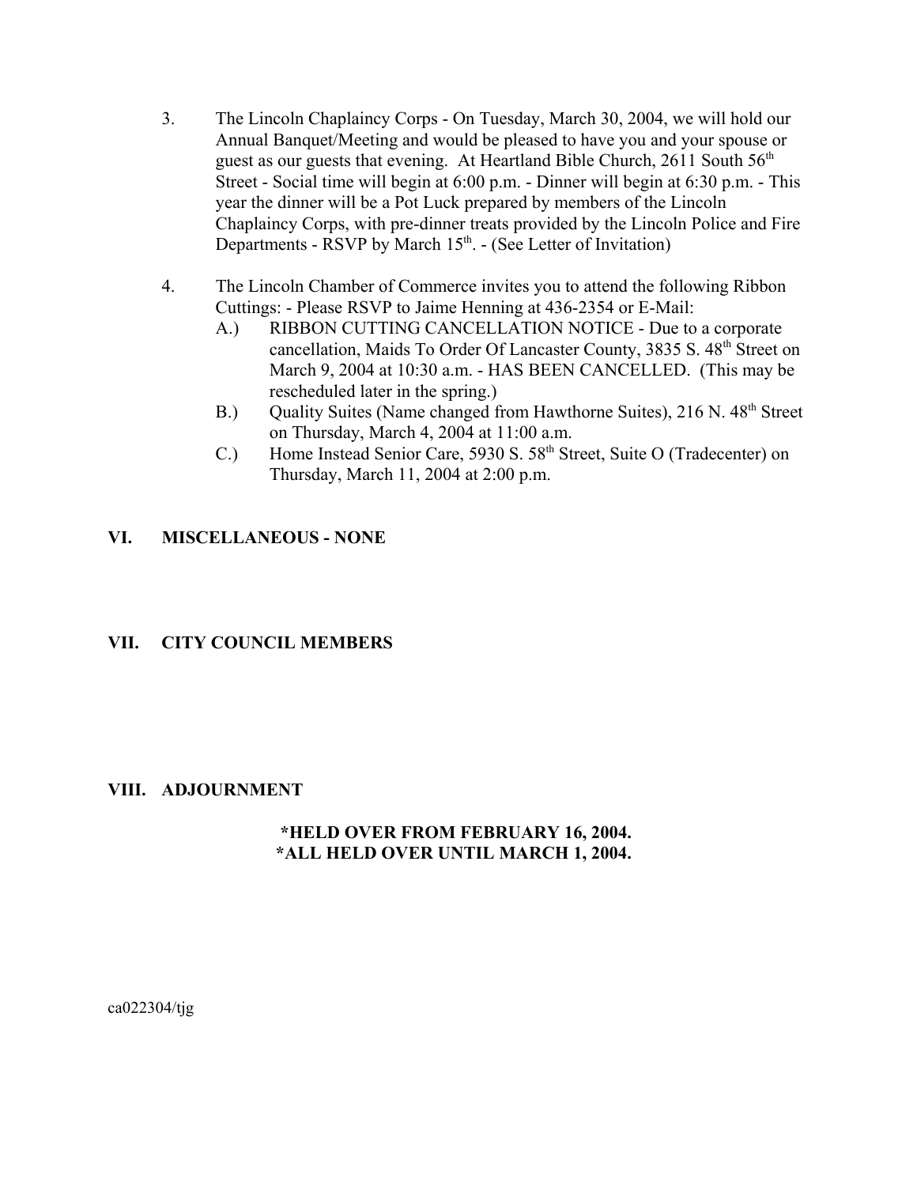3. The Lincoln Chaplaincy Corps - On Tuesday, March 30, 2004, we will hold our Annual Banquet/Meeting and would be pleased to have you and your spouse or guest as our guests that evening. At Heartland Bible Church, 2611 South 56th Street - Social time will begin at 6:00 p.m. - Dinner will begin at 6:30 p.m. - This year the dinner will be a Pot Luck prepared by members of the Lincoln Chaplaincy Corps, with pre-dinner treats provided by the Lincoln Police and Fire Departments - RSVP by March 15th. - (See Letter of Invitation)

4. The Lincoln Chamber of Commerce invites you to attend the following Ribbon Cuttings: - Please RSVP to Jaime Henning at 436-2354 or E-Mail:
   - A.) RIBBON CUTTING CANCELLATION NOTICE - Due to a corporate cancellation, Maids To Order Of Lancaster County, 3835 S. 48th Street on March 9, 2004 at 10:30 a.m. - HAS BEEN CANCELLED. (This may be rescheduled later in the spring.)
   - B.) Quality Suites (Name changed from Hawthorne Suites), 216 N. 48th Street on Thursday, March 4, 2004 at 11:00 a.m.
   - C.) Home Instead Senior Care, 5930 S. 58th Street, Suite O (Tradecenter) on Thursday, March 11, 2004 at 2:00 p.m.

## VI. MISCELLANEOUS - NONE

## VII. CITY COUNCIL MEMBERS

## VIII. ADJOURNMENT

**\*HELD OVER FROM FEBRUARY 16, 2004.**
**\*ALL HELD OVER UNTIL MARCH 1, 2004.**

ca022304/tjg